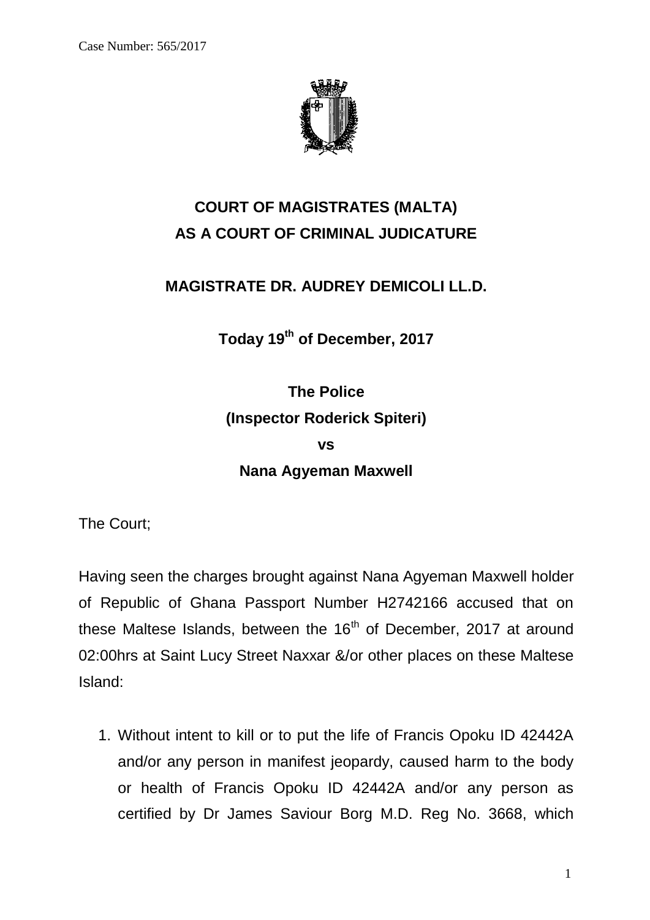Case Number: 565/2017

**COURT OF MAGISTRATES (MALTA)**
**AS A COURT OF CRIMINAL JUDICATURE**

**MAGISTRATE DR. AUDREY DEMICOLI LL.D.**

**Today 19th of December, 2017**

**The Police**
**(Inspector Roderick Spiteri)**
**vs**
**Nana Agyeman Maxwell**

The Court;

Having seen the charges brought against Nana Agyeman Maxwell holder of Republic of Ghana Passport Number H2742166 accused that on these Maltese Islands, between the 16th of December, 2017 at around 02:00hrs at Saint Lucy Street Naxxar &/or other places on these Maltese Island:

1. Without intent to kill or to put the life of Francis Opoku ID 42442A and/or any person in manifest jeopardy, caused harm to the body or health of Francis Opoku ID 42442A and/or any person as certified by Dr James Saviour Borg M.D. Reg No. 3668, which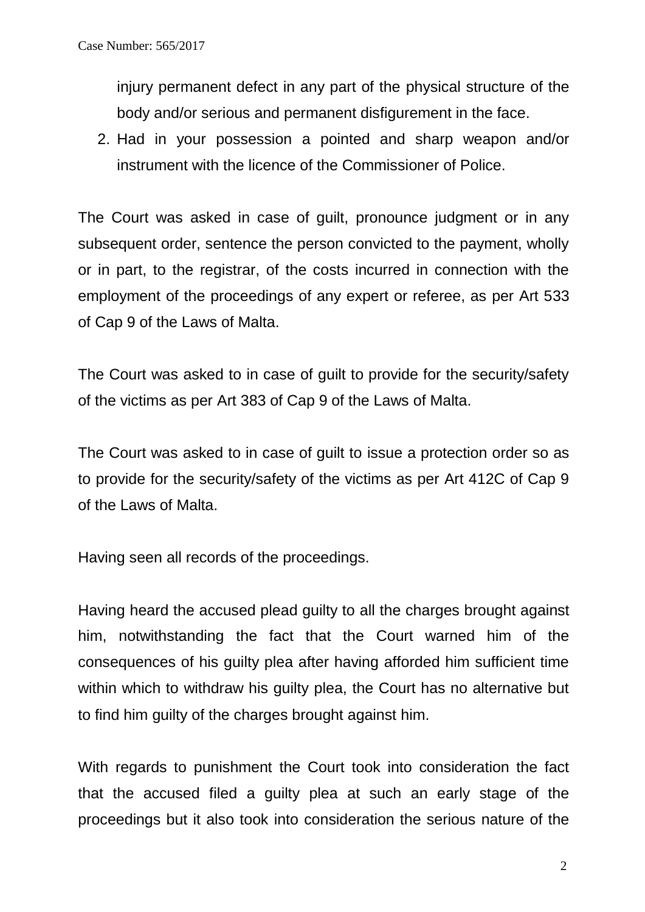injury permanent defect in any part of the physical structure of the body and/or serious and permanent disfigurement in the face.

2. Had in your possession a pointed and sharp weapon and/or instrument with the licence of the Commissioner of Police.

The Court was asked in case of guilt, pronounce judgment or in any subsequent order, sentence the person convicted to the payment, wholly or in part, to the registrar, of the costs incurred in connection with the employment of the proceedings of any expert or referee, as per Art 533 of Cap 9 of the Laws of Malta.

The Court was asked to in case of guilt to provide for the security/safety of the victims as per Art 383 of Cap 9 of the Laws of Malta.

The Court was asked to in case of guilt to issue a protection order so as to provide for the security/safety of the victims as per Art 412C of Cap 9 of the Laws of Malta.

Having seen all records of the proceedings.

Having heard the accused plead guilty to all the charges brought against him, notwithstanding the fact that the Court warned him of the consequences of his guilty plea after having afforded him sufficient time within which to withdraw his guilty plea, the Court has no alternative but to find him guilty of the charges brought against him.

With regards to punishment the Court took into consideration the fact that the accused filed a guilty plea at such an early stage of the proceedings but it also took into consideration the serious nature of the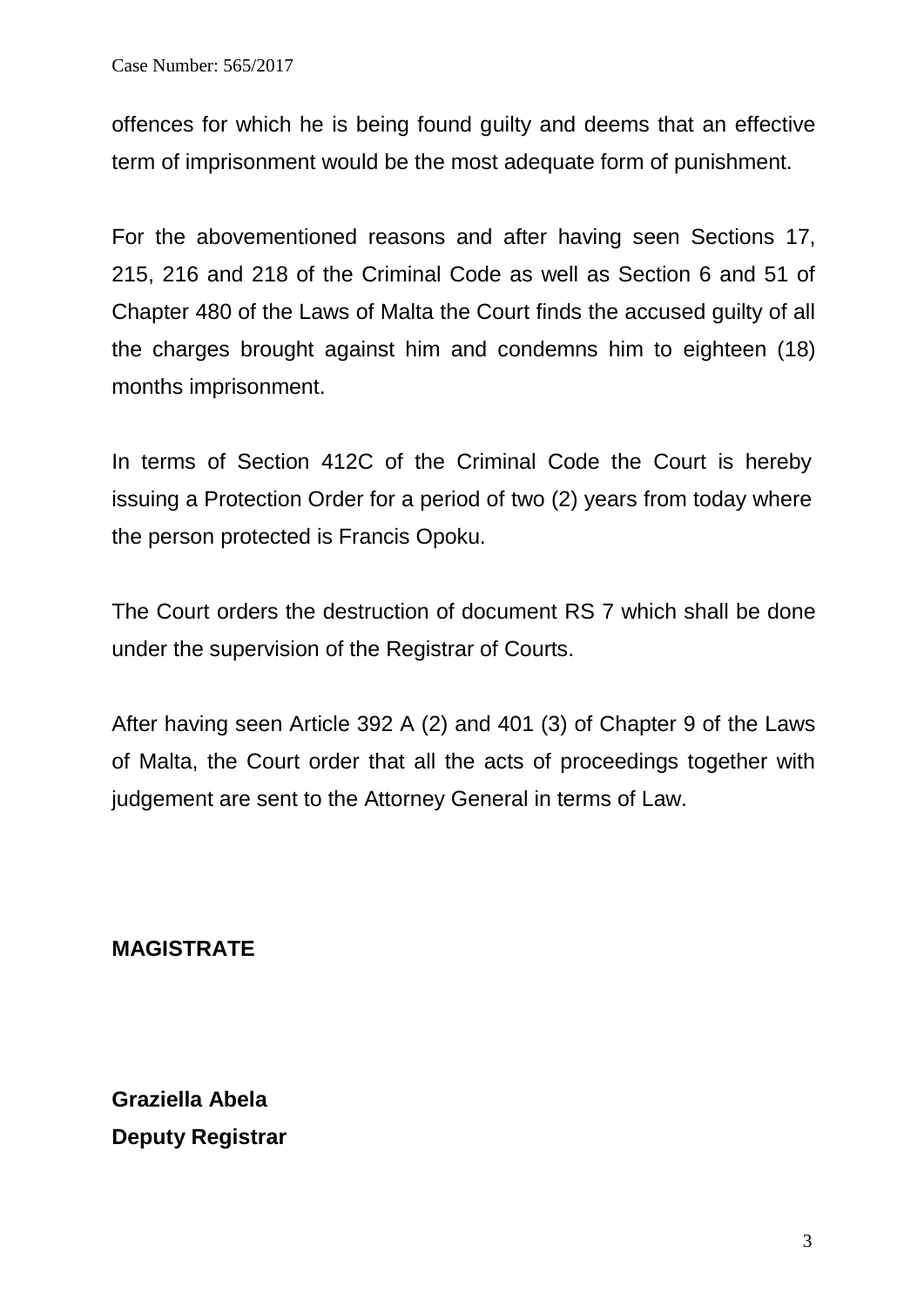offences for which he is being found guilty and deems that an effective term of imprisonment would be the most adequate form of punishment.

For the abovementioned reasons and after having seen Sections 17, 215, 216 and 218 of the Criminal Code as well as Section 6 and 51 of Chapter 480 of the Laws of Malta the Court finds the accused guilty of all the charges brought against him and condemns him to eighteen (18) months imprisonment.

In terms of Section 412C of the Criminal Code the Court is hereby issuing a Protection Order for a period of two (2) years from today where the person protected is Francis Opoku.

The Court orders the destruction of document RS 7 which shall be done under the supervision of the Registrar of Courts.

After having seen Article 392 A (2) and 401 (3) of Chapter 9 of the Laws of Malta, the Court order that all the acts of proceedings together with judgement are sent to the Attorney General in terms of Law.

**MAGISTRATE**

**Graziella Abela**
**Deputy Registrar**